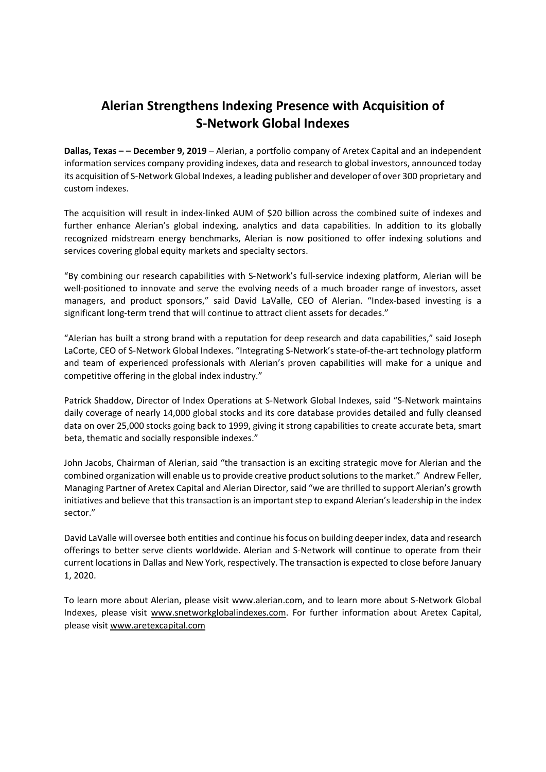# Alerian Strengthens Indexing Presence with Acquisition of S-Network Global Indexes

**Dallas, Texas – – December 9, 2019** – Alerian, a portfolio company of Aretex Capital and an independent information services company providing indexes, data and research to global investors, announced today its acquisition of S-Network Global Indexes, a leading publisher and developer of over 300 proprietary and custom indexes.

The acquisition will result in index-linked AUM of $20 billion across the combined suite of indexes and further enhance Alerian's global indexing, analytics and data capabilities. In addition to its globally recognized midstream energy benchmarks, Alerian is now positioned to offer indexing solutions and services covering global equity markets and specialty sectors.

"By combining our research capabilities with S-Network's full-service indexing platform, Alerian will be well-positioned to innovate and serve the evolving needs of a much broader range of investors, asset managers, and product sponsors," said David LaValle, CEO of Alerian. "Index-based investing is a significant long-term trend that will continue to attract client assets for decades."

"Alerian has built a strong brand with a reputation for deep research and data capabilities," said Joseph LaCorte, CEO of S-Network Global Indexes. "Integrating S-Network's state-of-the-art technology platform and team of experienced professionals with Alerian's proven capabilities will make for a unique and competitive offering in the global index industry."

Patrick Shaddow, Director of Index Operations at S-Network Global Indexes, said "S-Network maintains daily coverage of nearly 14,000 global stocks and its core database provides detailed and fully cleansed data on over 25,000 stocks going back to 1999, giving it strong capabilities to create accurate beta, smart beta, thematic and socially responsible indexes."

John Jacobs, Chairman of Alerian, said "the transaction is an exciting strategic move for Alerian and the combined organization will enable us to provide creative product solutions to the market." Andrew Feller, Managing Partner of Aretex Capital and Alerian Director, said "we are thrilled to support Alerian's growth initiatives and believe that this transaction is an important step to expand Alerian's leadership in the index sector."

David LaValle will oversee both entities and continue his focus on building deeper index, data and research offerings to better serve clients worldwide. Alerian and S-Network will continue to operate from their current locations in Dallas and New York, respectively. The transaction is expected to close before January 1, 2020.

To learn more about Alerian, please visit www.alerian.com, and to learn more about S-Network Global Indexes, please visit www.snetworkglobalindexes.com. For further information about Aretex Capital, please visit www.aretexcapital.com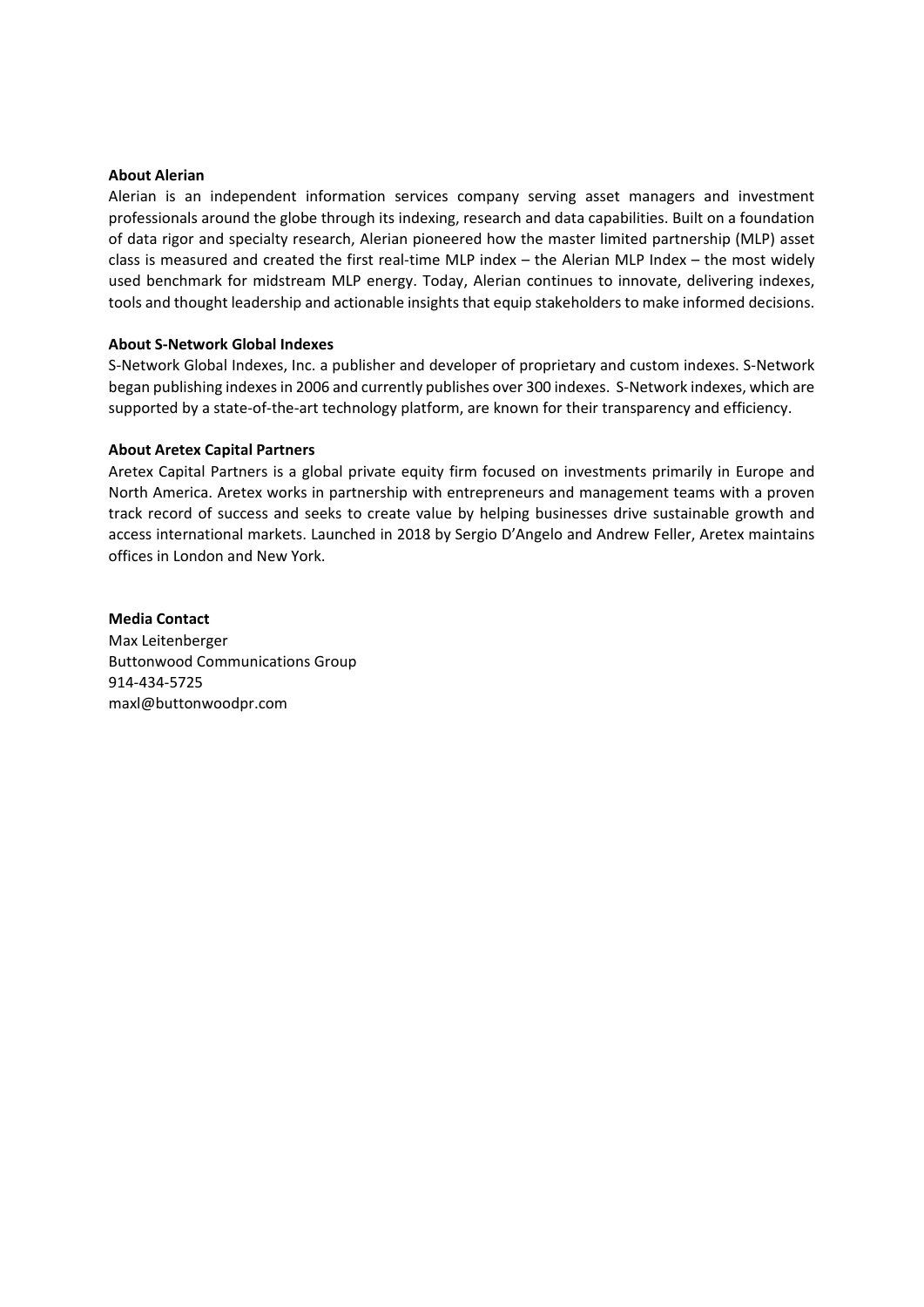**About Alerian**

Alerian is an independent information services company serving asset managers and investment professionals around the globe through its indexing, research and data capabilities. Built on a foundation of data rigor and specialty research, Alerian pioneered how the master limited partnership (MLP) asset class is measured and created the first real-time MLP index – the Alerian MLP Index – the most widely used benchmark for midstream MLP energy. Today, Alerian continues to innovate, delivering indexes, tools and thought leadership and actionable insights that equip stakeholders to make informed decisions.

**About S-Network Global Indexes**

S-Network Global Indexes, Inc. a publisher and developer of proprietary and custom indexes. S-Network began publishing indexes in 2006 and currently publishes over 300 indexes. S-Network indexes, which are supported by a state-of-the-art technology platform, are known for their transparency and efficiency.

**About Aretex Capital Partners**

Aretex Capital Partners is a global private equity firm focused on investments primarily in Europe and North America. Aretex works in partnership with entrepreneurs and management teams with a proven track record of success and seeks to create value by helping businesses drive sustainable growth and access international markets. Launched in 2018 by Sergio D'Angelo and Andrew Feller, Aretex maintains offices in London and New York.

**Media Contact**

Max Leitenberger
Buttonwood Communications Group
914-434-5725
maxl@buttonwoodpr.com